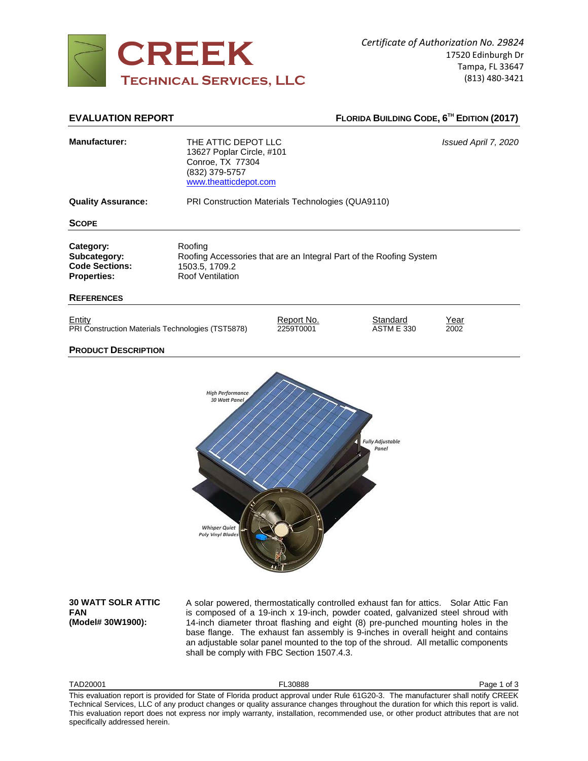# CREEK TECHNICAL SERVICES, LLC

*Certificate of Authorization No. 29824*
17520 Edinburgh Dr
Tampa, FL 33647
(813) 480-3421

## EVALUATION REPORT

**FLORIDA BUILDING CODE, 6TH EDITION (2017)**

*Issued April 7, 2020*

**Manufacturer:** THE ATTIC DEPOT LLC
13627 Poplar Circle, #101
Conroe, TX 77304
(832) 379-5757
www.theatticdepot.com

**Quality Assurance:** PRI Construction Materials Technologies (QUA9110)

### SCOPE

**Category:** Roofing
**Subcategory:** Roofing Accessories that are an Integral Part of the Roofing System
**Code Sections:** 1503.5, 1709.2
**Properties:** Roof Ventilation

### REFERENCES

| Entity | Report No. | Standard | Year |
| --- | --- | --- | --- |
| PRI Construction Materials Technologies (TST5878) | 2259T0001 | ASTM E 330 | 2002 |

### PRODUCT DESCRIPTION

High Performance 30 Watt Panel

Fully Adjustable Panel

Whisper Quiet Poly Vinyl Blades

**30 WATT SOLR ATTIC FAN (Model# 30W1900):** A solar powered, thermostatically controlled exhaust fan for attics. Solar Attic Fan is composed of a 19-inch x 19-inch, powder coated, galvanized steel shroud with 14-inch diameter throat flashing and eight (8) pre-punched mounting holes in the base flange. The exhaust fan assembly is 9-inches in overall height and contains an adjustable solar panel mounted to the top of the shroud. All metallic components shall be comply with FBC Section 1507.4.3.

TAD20001 FL30888

This evaluation report is provided for State of Florida product approval under Rule 61G20-3. The manufacturer shall notify CREEK Technical Services, LLC of any product changes or quality assurance changes throughout the duration for which this report is valid. This evaluation report does not express nor imply warranty, installation, recommended use, or other product attributes that are not specifically addressed herein.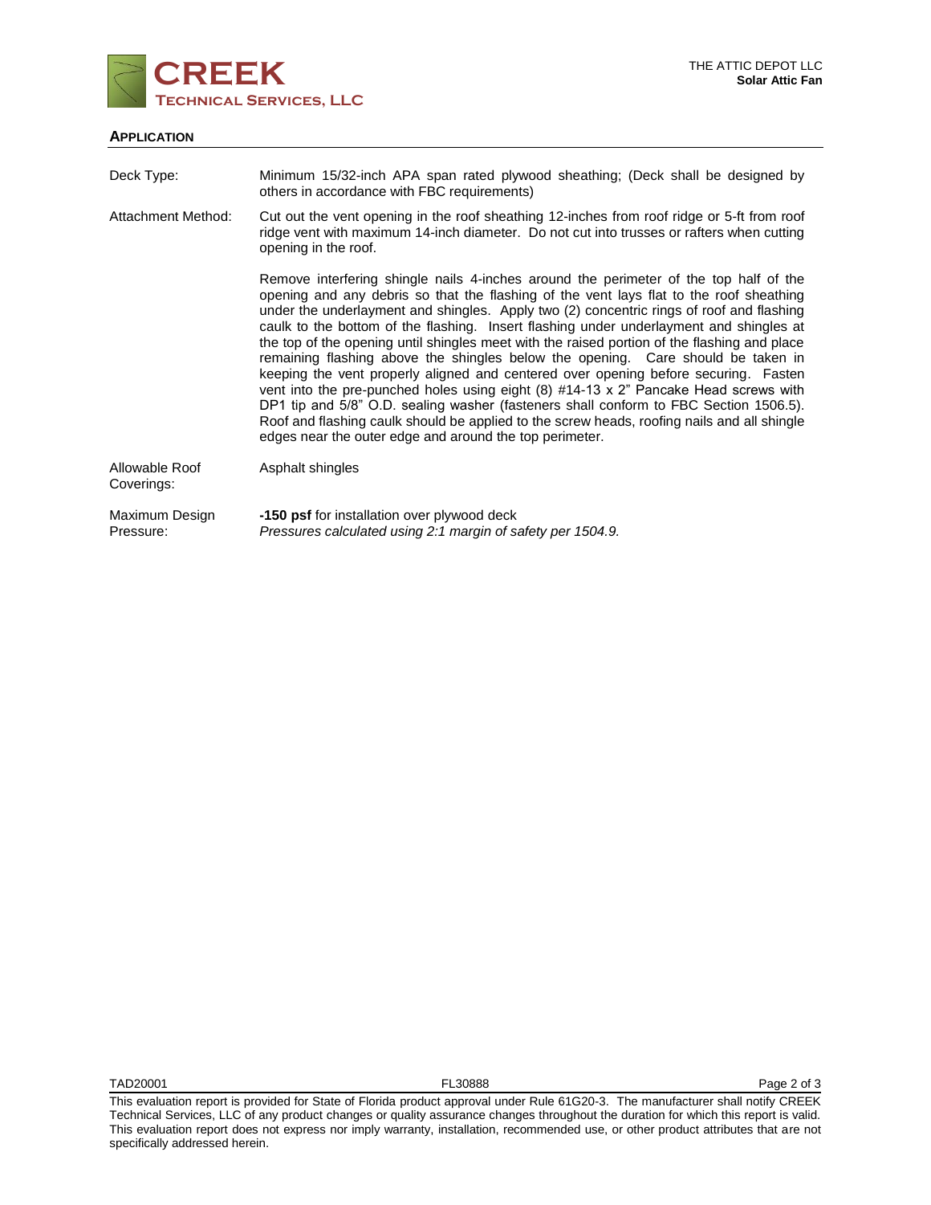## APPLICATION

| | |
|---|---|
| Deck Type: | Minimum 15/32-inch APA span rated plywood sheathing; (Deck shall be designed by others in accordance with FBC requirements) |
| Attachment Method: | Cut out the vent opening in the roof sheathing 12-inches from roof ridge or 5-ft from roof ridge vent with maximum 14-inch diameter. Do not cut into trusses or rafters when cutting opening in the roof.<br><br>Remove interfering shingle nails 4-inches around the perimeter of the top half of the opening and any debris so that the flashing of the vent lays flat to the roof sheathing under the underlayment and shingles. Apply two (2) concentric rings of roof and flashing caulk to the bottom of the flashing. Insert flashing under underlayment and shingles at the top of the opening until shingles meet with the raised portion of the flashing and place remaining flashing above the shingles below the opening. Care should be taken in keeping the vent properly aligned and centered over opening before securing. Fasten vent into the pre-punched holes using eight (8) #14-13 x 2" Pancake Head screws with DP1 tip and 5/8" O.D. sealing washer (fasteners shall conform to FBC Section 1506.5). Roof and flashing caulk should be applied to the screw heads, roofing nails and all shingle edges near the outer edge and around the top perimeter. |
| Allowable Roof Coverings: | Asphalt shingles |
| Maximum Design Pressure: | **-150 psf** for installation over plywood deck<br>*Pressures calculated using 2:1 margin of safety per 1504.9.* |

TAD20001 FL30888

This evaluation report is provided for State of Florida product approval under Rule 61G20-3. The manufacturer shall notify CREEK Technical Services, LLC of any product changes or quality assurance changes throughout the duration for which this report is valid. This evaluation report does not express nor imply warranty, installation, recommended use, or other product attributes that are not specifically addressed herein.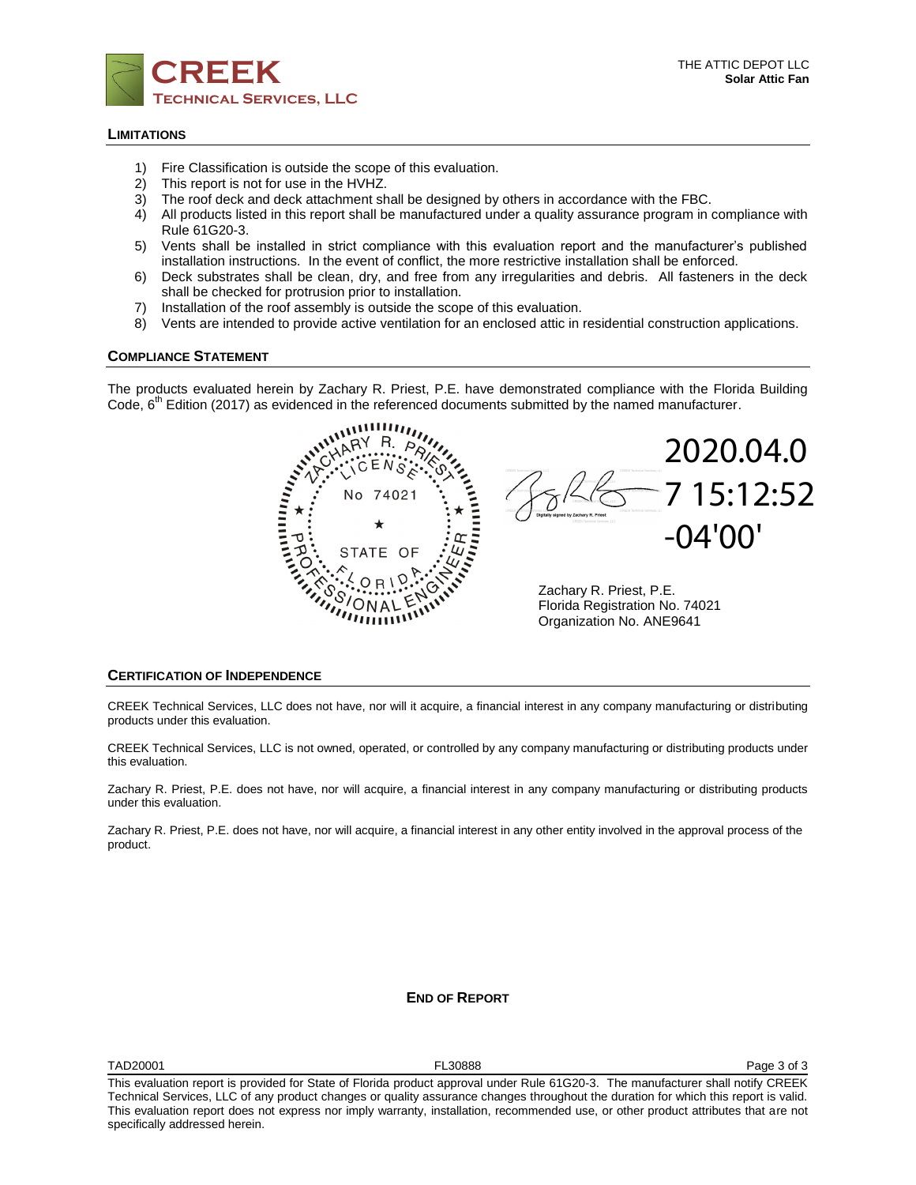## LIMITATIONS

1) Fire Classification is outside the scope of this evaluation.
2) This report is not for use in the HVHZ.
3) The roof deck and deck attachment shall be designed by others in accordance with the FBC.
4) All products listed in this report shall be manufactured under a quality assurance program in compliance with Rule 61G20-3.
5) Vents shall be installed in strict compliance with this evaluation report and the manufacturer's published installation instructions. In the event of conflict, the more restrictive installation shall be enforced.
6) Deck substrates shall be clean, dry, and free from any irregularities and debris. All fasteners in the deck shall be checked for protrusion prior to installation.
7) Installation of the roof assembly is outside the scope of this evaluation.
8) Vents are intended to provide active ventilation for an enclosed attic in residential construction applications.

## COMPLIANCE STATEMENT

The products evaluated herein by Zachary R. Priest, P.E. have demonstrated compliance with the Florida Building Code, 6th Edition (2017) as evidenced in the referenced documents submitted by the named manufacturer.

ZACHARY R. PRIEST
LICENSE
No 74021
STATE OF FLORIDA
PROFESSIONAL ENGINEER

Digitally signed by Zachary R. Priest
2020.04.07 15:12:52 -04'00'

Zachary R. Priest, P.E.
Florida Registration No. 74021
Organization No. ANE9641

## CERTIFICATION OF INDEPENDENCE

CREEK Technical Services, LLC does not have, nor will it acquire, a financial interest in any company manufacturing or distributing products under this evaluation.

CREEK Technical Services, LLC is not owned, operated, or controlled by any company manufacturing or distributing products under this evaluation.

Zachary R. Priest, P.E. does not have, nor will acquire, a financial interest in any company manufacturing or distributing products under this evaluation.

Zachary R. Priest, P.E. does not have, nor will acquire, a financial interest in any other entity involved in the approval process of the product.

**END OF REPORT**

This evaluation report is provided for State of Florida product approval under Rule 61G20-3. The manufacturer shall notify CREEK Technical Services, LLC of any product changes or quality assurance changes throughout the duration for which this report is valid. This evaluation report does not express nor imply warranty, installation, recommended use, or other product attributes that are not specifically addressed herein.